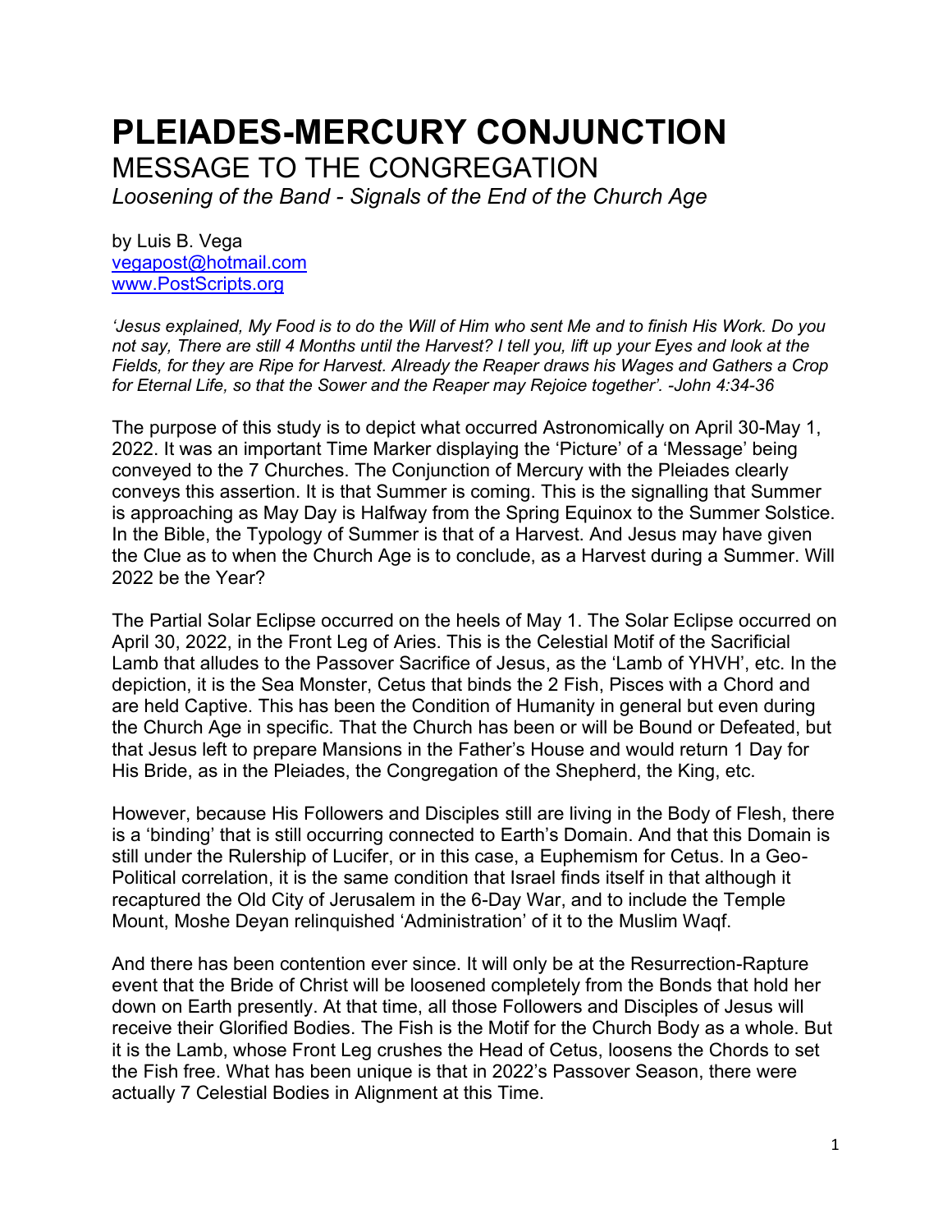# PLEIADES-MERCURY CONJUNCTION

## MESSAGE TO THE CONGREGATION

*Loosening of the Band - Signals of the End of the Church Age*

by Luis B. Vega
vegapost@hotmail.com
www.PostScripts.org

*'Jesus explained, My Food is to do the Will of Him who sent Me and to finish His Work. Do you not say, There are still 4 Months until the Harvest? I tell you, lift up your Eyes and look at the Fields, for they are Ripe for Harvest. Already the Reaper draws his Wages and Gathers a Crop for Eternal Life, so that the Sower and the Reaper may Rejoice together'. -John 4:34-36*

The purpose of this study is to depict what occurred Astronomically on April 30-May 1, 2022. It was an important Time Marker displaying the 'Picture' of a 'Message' being conveyed to the 7 Churches. The Conjunction of Mercury with the Pleiades clearly conveys this assertion. It is that Summer is coming. This is the signalling that Summer is approaching as May Day is Halfway from the Spring Equinox to the Summer Solstice. In the Bible, the Typology of Summer is that of a Harvest. And Jesus may have given the Clue as to when the Church Age is to conclude, as a Harvest during a Summer. Will 2022 be the Year?

The Partial Solar Eclipse occurred on the heels of May 1. The Solar Eclipse occurred on April 30, 2022, in the Front Leg of Aries. This is the Celestial Motif of the Sacrificial Lamb that alludes to the Passover Sacrifice of Jesus, as the 'Lamb of YHVH', etc. In the depiction, it is the Sea Monster, Cetus that binds the 2 Fish, Pisces with a Chord and are held Captive. This has been the Condition of Humanity in general but even during the Church Age in specific. That the Church has been or will be Bound or Defeated, but that Jesus left to prepare Mansions in the Father's House and would return 1 Day for His Bride, as in the Pleiades, the Congregation of the Shepherd, the King, etc.

However, because His Followers and Disciples still are living in the Body of Flesh, there is a 'binding' that is still occurring connected to Earth's Domain. And that this Domain is still under the Rulership of Lucifer, or in this case, a Euphemism for Cetus. In a Geo-Political correlation, it is the same condition that Israel finds itself in that although it recaptured the Old City of Jerusalem in the 6-Day War, and to include the Temple Mount, Moshe Deyan relinquished 'Administration' of it to the Muslim Waqf.

And there has been contention ever since. It will only be at the Resurrection-Rapture event that the Bride of Christ will be loosened completely from the Bonds that hold her down on Earth presently. At that time, all those Followers and Disciples of Jesus will receive their Glorified Bodies. The Fish is the Motif for the Church Body as a whole. But it is the Lamb, whose Front Leg crushes the Head of Cetus, loosens the Chords to set the Fish free. What has been unique is that in 2022's Passover Season, there were actually 7 Celestial Bodies in Alignment at this Time.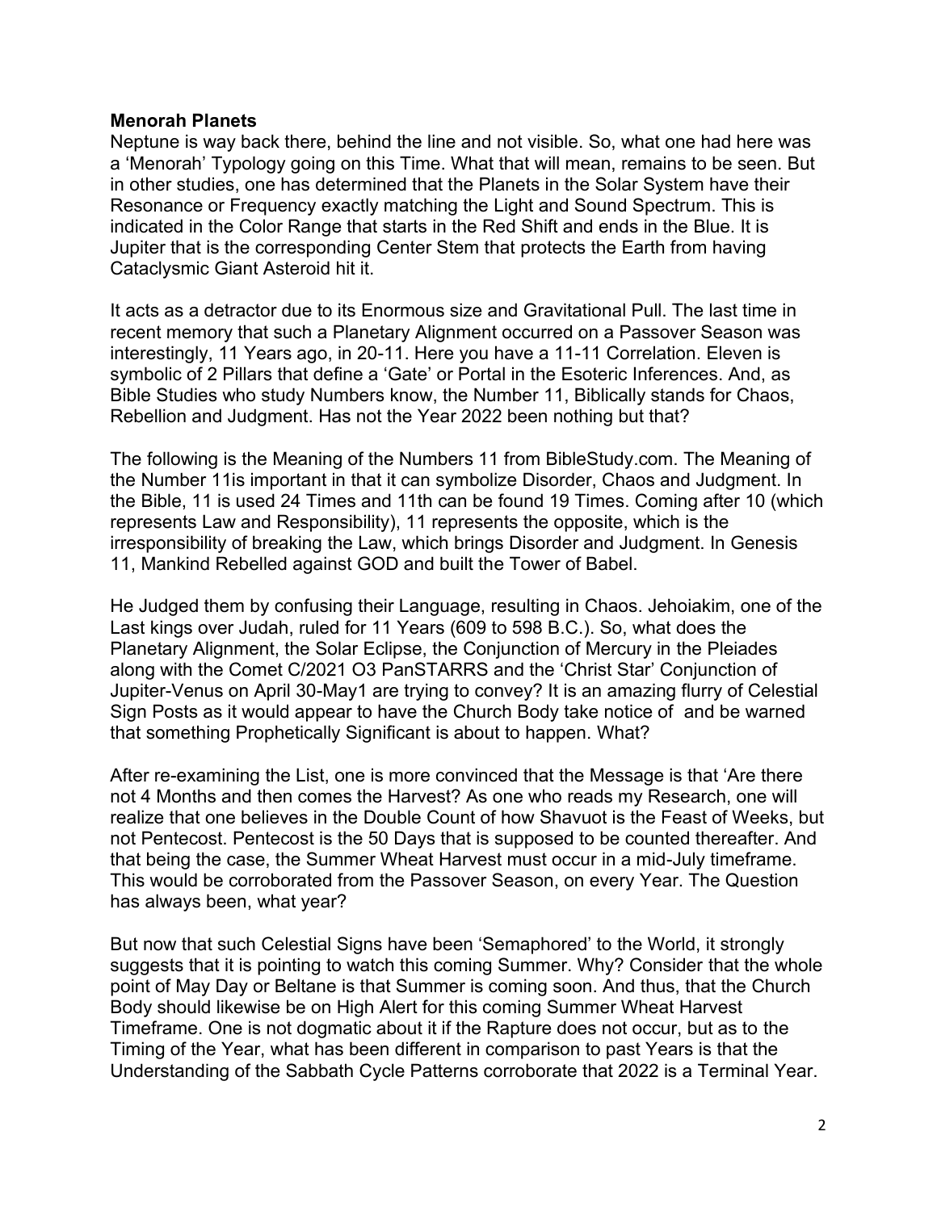**Menorah Planets**

Neptune is way back there, behind the line and not visible. So, what one had here was a 'Menorah' Typology going on this Time. What that will mean, remains to be seen. But in other studies, one has determined that the Planets in the Solar System have their Resonance or Frequency exactly matching the Light and Sound Spectrum. This is indicated in the Color Range that starts in the Red Shift and ends in the Blue. It is Jupiter that is the corresponding Center Stem that protects the Earth from having Cataclysmic Giant Asteroid hit it.

It acts as a detractor due to its Enormous size and Gravitational Pull. The last time in recent memory that such a Planetary Alignment occurred on a Passover Season was interestingly, 11 Years ago, in 20-11. Here you have a 11-11 Correlation. Eleven is symbolic of 2 Pillars that define a 'Gate' or Portal in the Esoteric Inferences. And, as Bible Studies who study Numbers know, the Number 11, Biblically stands for Chaos, Rebellion and Judgment. Has not the Year 2022 been nothing but that?

The following is the Meaning of the Numbers 11 from BibleStudy.com. The Meaning of the Number 11is important in that it can symbolize Disorder, Chaos and Judgment. In the Bible, 11 is used 24 Times and 11th can be found 19 Times. Coming after 10 (which represents Law and Responsibility), 11 represents the opposite, which is the irresponsibility of breaking the Law, which brings Disorder and Judgment. In Genesis 11, Mankind Rebelled against GOD and built the Tower of Babel.

He Judged them by confusing their Language, resulting in Chaos. Jehoiakim, one of the Last kings over Judah, ruled for 11 Years (609 to 598 B.C.). So, what does the Planetary Alignment, the Solar Eclipse, the Conjunction of Mercury in the Pleiades along with the Comet C/2021 O3 PanSTARRS and the 'Christ Star' Conjunction of Jupiter-Venus on April 30-May1 are trying to convey? It is an amazing flurry of Celestial Sign Posts as it would appear to have the Church Body take notice of  and be warned that something Prophetically Significant is about to happen. What?

After re-examining the List, one is more convinced that the Message is that 'Are there not 4 Months and then comes the Harvest? As one who reads my Research, one will realize that one believes in the Double Count of how Shavuot is the Feast of Weeks, but not Pentecost. Pentecost is the 50 Days that is supposed to be counted thereafter. And that being the case, the Summer Wheat Harvest must occur in a mid-July timeframe. This would be corroborated from the Passover Season, on every Year. The Question has always been, what year?

But now that such Celestial Signs have been 'Semaphored' to the World, it strongly suggests that it is pointing to watch this coming Summer. Why? Consider that the whole point of May Day or Beltane is that Summer is coming soon. And thus, that the Church Body should likewise be on High Alert for this coming Summer Wheat Harvest Timeframe. One is not dogmatic about it if the Rapture does not occur, but as to the Timing of the Year, what has been different in comparison to past Years is that the Understanding of the Sabbath Cycle Patterns corroborate that 2022 is a Terminal Year.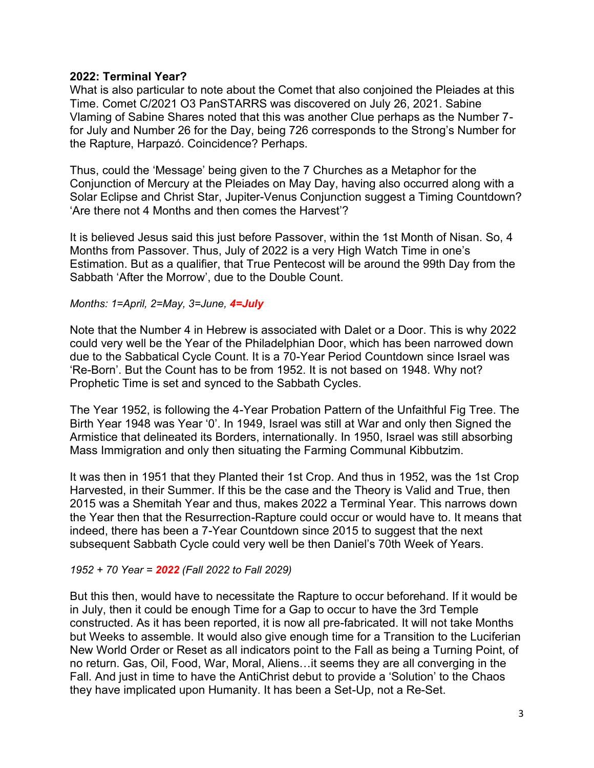**2022: Terminal Year?**

What is also particular to note about the Comet that also conjoined the Pleiades at this Time. Comet C/2021 O3 PanSTARRS was discovered on July 26, 2021. Sabine Vlaming of Sabine Shares noted that this was another Clue perhaps as the Number 7- for July and Number 26 for the Day, being 726 corresponds to the Strong's Number for the Rapture, Harpazó. Coincidence? Perhaps.

Thus, could the 'Message' being given to the 7 Churches as a Metaphor for the Conjunction of Mercury at the Pleiades on May Day, having also occurred along with a Solar Eclipse and Christ Star, Jupiter-Venus Conjunction suggest a Timing Countdown? 'Are there not 4 Months and then comes the Harvest'?

It is believed Jesus said this just before Passover, within the 1st Month of Nisan. So, 4 Months from Passover. Thus, July of 2022 is a very High Watch Time in one's Estimation. But as a qualifier, that True Pentecost will be around the 99th Day from the Sabbath 'After the Morrow', due to the Double Count.

*Months: 1=April, 2=May, 3=June,* ***4=July***

Note that the Number 4 in Hebrew is associated with Dalet or a Door. This is why 2022 could very well be the Year of the Philadelphian Door, which has been narrowed down due to the Sabbatical Cycle Count. It is a 70-Year Period Countdown since Israel was 'Re-Born'. But the Count has to be from 1952. It is not based on 1948. Why not? Prophetic Time is set and synced to the Sabbath Cycles.

The Year 1952, is following the 4-Year Probation Pattern of the Unfaithful Fig Tree. The Birth Year 1948 was Year '0'. In 1949, Israel was still at War and only then Signed the Armistice that delineated its Borders, internationally. In 1950, Israel was still absorbing Mass Immigration and only then situating the Farming Communal Kibbutzim.

It was then in 1951 that they Planted their 1st Crop. And thus in 1952, was the 1st Crop Harvested, in their Summer. If this be the case and the Theory is Valid and True, then 2015 was a Shemitah Year and thus, makes 2022 a Terminal Year. This narrows down the Year then that the Resurrection-Rapture could occur or would have to. It means that indeed, there has been a 7-Year Countdown since 2015 to suggest that the next subsequent Sabbath Cycle could very well be then Daniel's 70th Week of Years.

*1952 + 70 Year =* ***2022*** *(Fall 2022 to Fall 2029)*

But this then, would have to necessitate the Rapture to occur beforehand. If it would be in July, then it could be enough Time for a Gap to occur to have the 3rd Temple constructed. As it has been reported, it is now all pre-fabricated. It will not take Months but Weeks to assemble. It would also give enough time for a Transition to the Luciferian New World Order or Reset as all indicators point to the Fall as being a Turning Point, of no return. Gas, Oil, Food, War, Moral, Aliens…it seems they are all converging in the Fall. And just in time to have the AntiChrist debut to provide a 'Solution' to the Chaos they have implicated upon Humanity. It has been a Set-Up, not a Re-Set.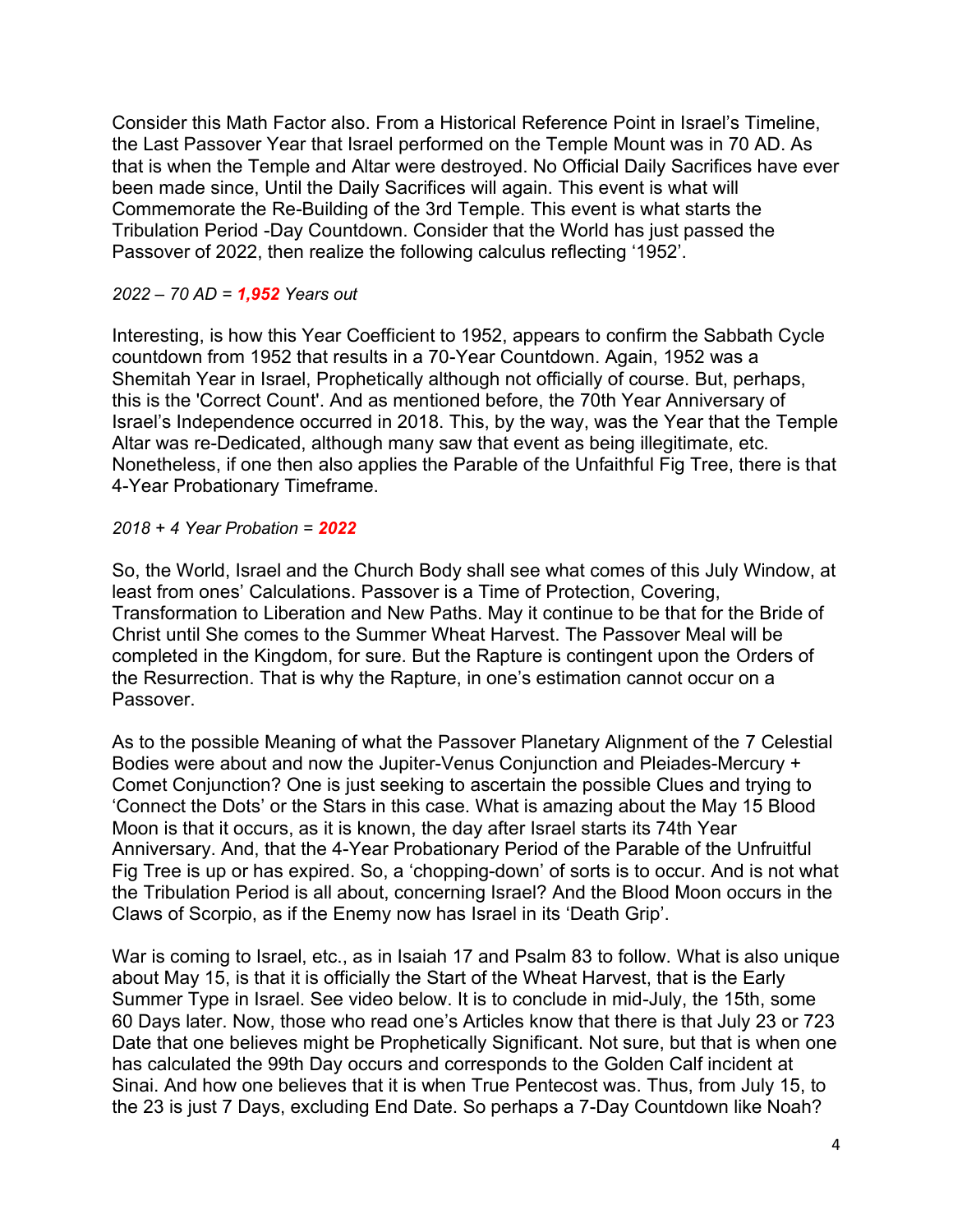Consider this Math Factor also. From a Historical Reference Point in Israel's Timeline, the Last Passover Year that Israel performed on the Temple Mount was in 70 AD. As that is when the Temple and Altar were destroyed. No Official Daily Sacrifices have ever been made since, Until the Daily Sacrifices will again. This event is what will Commemorate the Re-Building of the 3rd Temple. This event is what starts the Tribulation Period -Day Countdown. Consider that the World has just passed the Passover of 2022, then realize the following calculus reflecting '1952'.

*2022 – 70 AD = **1,952** Years out*

Interesting, is how this Year Coefficient to 1952, appears to confirm the Sabbath Cycle countdown from 1952 that results in a 70-Year Countdown. Again, 1952 was a Shemitah Year in Israel, Prophetically although not officially of course. But, perhaps, this is the 'Correct Count'. And as mentioned before, the 70th Year Anniversary of Israel's Independence occurred in 2018. This, by the way, was the Year that the Temple Altar was re-Dedicated, although many saw that event as being illegitimate, etc. Nonetheless, if one then also applies the Parable of the Unfaithful Fig Tree, there is that 4-Year Probationary Timeframe.

*2018 + 4 Year Probation = **2022***

So, the World, Israel and the Church Body shall see what comes of this July Window, at least from ones' Calculations. Passover is a Time of Protection, Covering, Transformation to Liberation and New Paths. May it continue to be that for the Bride of Christ until She comes to the Summer Wheat Harvest. The Passover Meal will be completed in the Kingdom, for sure. But the Rapture is contingent upon the Orders of the Resurrection. That is why the Rapture, in one's estimation cannot occur on a Passover.

As to the possible Meaning of what the Passover Planetary Alignment of the 7 Celestial Bodies were about and now the Jupiter-Venus Conjunction and Pleiades-Mercury + Comet Conjunction? One is just seeking to ascertain the possible Clues and trying to 'Connect the Dots' or the Stars in this case. What is amazing about the May 15 Blood Moon is that it occurs, as it is known, the day after Israel starts its 74th Year Anniversary. And, that the 4-Year Probationary Period of the Parable of the Unfruitful Fig Tree is up or has expired. So, a 'chopping-down' of sorts is to occur. And is not what the Tribulation Period is all about, concerning Israel? And the Blood Moon occurs in the Claws of Scorpio, as if the Enemy now has Israel in its 'Death Grip'.

War is coming to Israel, etc., as in Isaiah 17 and Psalm 83 to follow. What is also unique about May 15, is that it is officially the Start of the Wheat Harvest, that is the Early Summer Type in Israel. See video below. It is to conclude in mid-July, the 15th, some 60 Days later. Now, those who read one's Articles know that there is that July 23 or 723 Date that one believes might be Prophetically Significant. Not sure, but that is when one has calculated the 99th Day occurs and corresponds to the Golden Calf incident at Sinai. And how one believes that it is when True Pentecost was. Thus, from July 15, to the 23 is just 7 Days, excluding End Date. So perhaps a 7-Day Countdown like Noah?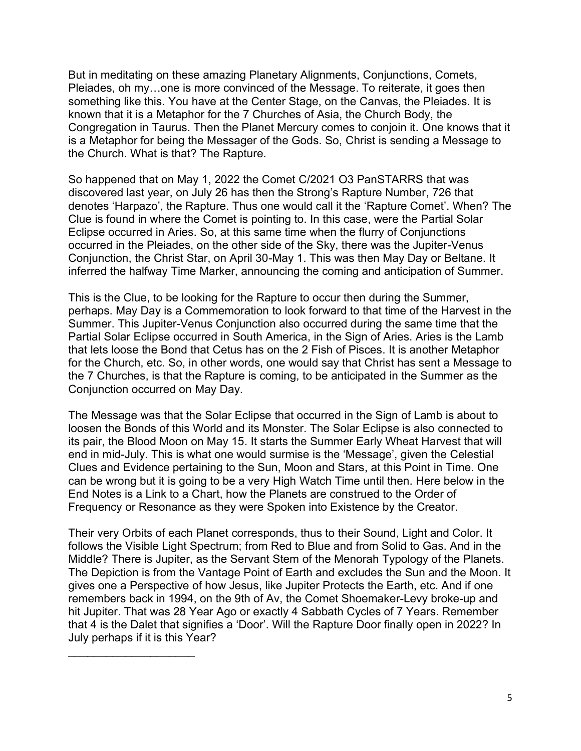But in meditating on these amazing Planetary Alignments, Conjunctions, Comets, Pleiades, oh my…one is more convinced of the Message. To reiterate, it goes then something like this. You have at the Center Stage, on the Canvas, the Pleiades. It is known that it is a Metaphor for the 7 Churches of Asia, the Church Body, the Congregation in Taurus. Then the Planet Mercury comes to conjoin it. One knows that it is a Metaphor for being the Messager of the Gods. So, Christ is sending a Message to the Church. What is that? The Rapture.

So happened that on May 1, 2022 the Comet C/2021 O3 PanSTARRS that was discovered last year, on July 26 has then the Strong's Rapture Number, 726 that denotes 'Harpazo', the Rapture. Thus one would call it the 'Rapture Comet'. When? The Clue is found in where the Comet is pointing to. In this case, were the Partial Solar Eclipse occurred in Aries. So, at this same time when the flurry of Conjunctions occurred in the Pleiades, on the other side of the Sky, there was the Jupiter-Venus Conjunction, the Christ Star, on April 30-May 1. This was then May Day or Beltane. It inferred the halfway Time Marker, announcing the coming and anticipation of Summer.

This is the Clue, to be looking for the Rapture to occur then during the Summer, perhaps. May Day is a Commemoration to look forward to that time of the Harvest in the Summer. This Jupiter-Venus Conjunction also occurred during the same time that the Partial Solar Eclipse occurred in South America, in the Sign of Aries. Aries is the Lamb that lets loose the Bond that Cetus has on the 2 Fish of Pisces. It is another Metaphor for the Church, etc. So, in other words, one would say that Christ has sent a Message to the 7 Churches, is that the Rapture is coming, to be anticipated in the Summer as the Conjunction occurred on May Day.

The Message was that the Solar Eclipse that occurred in the Sign of Lamb is about to loosen the Bonds of this World and its Monster. The Solar Eclipse is also connected to its pair, the Blood Moon on May 15. It starts the Summer Early Wheat Harvest that will end in mid-July. This is what one would surmise is the 'Message', given the Celestial Clues and Evidence pertaining to the Sun, Moon and Stars, at this Point in Time. One can be wrong but it is going to be a very High Watch Time until then. Here below in the End Notes is a Link to a Chart, how the Planets are construed to the Order of Frequency or Resonance as they were Spoken into Existence by the Creator.

Their very Orbits of each Planet corresponds, thus to their Sound, Light and Color. It follows the Visible Light Spectrum; from Red to Blue and from Solid to Gas. And in the Middle? There is Jupiter, as the Servant Stem of the Menorah Typology of the Planets. The Depiction is from the Vantage Point of Earth and excludes the Sun and the Moon. It gives one a Perspective of how Jesus, like Jupiter Protects the Earth, etc. And if one remembers back in 1994, on the 9th of Av, the Comet Shoemaker-Levy broke-up and hit Jupiter. That was 28 Year Ago or exactly 4 Sabbath Cycles of 7 Years. Remember that 4 is the Dalet that signifies a 'Door'. Will the Rapture Door finally open in 2022? In July perhaps if it is this Year?

---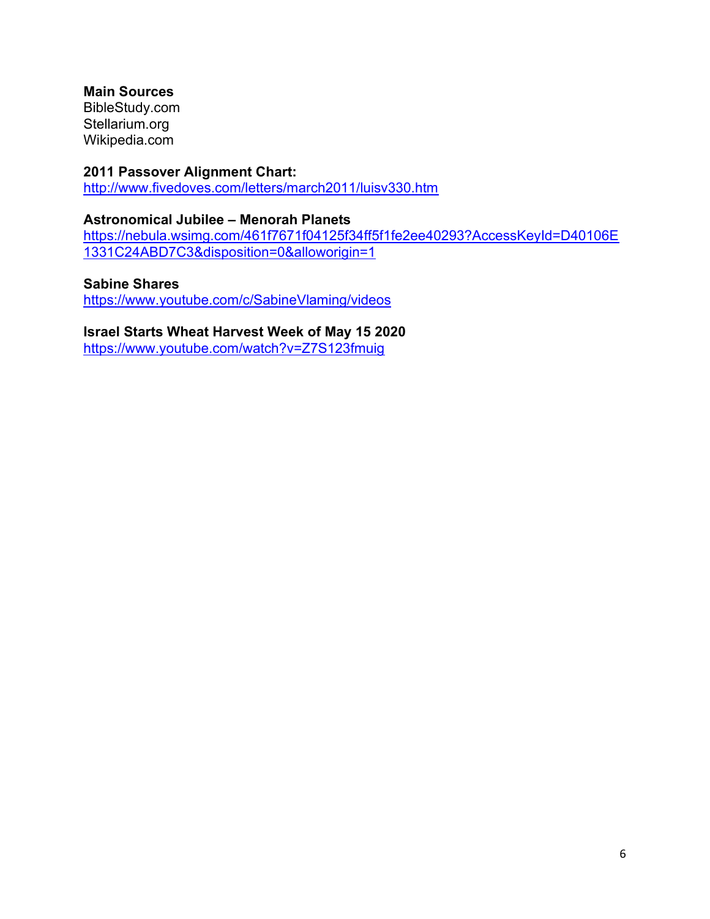**Main Sources**
BibleStudy.com
Stellarium.org
Wikipedia.com

**2011 Passover Alignment Chart:**
http://www.fivedoves.com/letters/march2011/luisv330.htm

**Astronomical Jubilee – Menorah Planets**
https://nebula.wsimg.com/461f7671f04125f34ff5f1fe2ee40293?AccessKeyId=D40106E1331C24ABD7C3&disposition=0&alloworigin=1

**Sabine Shares**
https://www.youtube.com/c/SabineVlaming/videos

**Israel Starts Wheat Harvest Week of May 15 2020**
https://www.youtube.com/watch?v=Z7S123fmuig